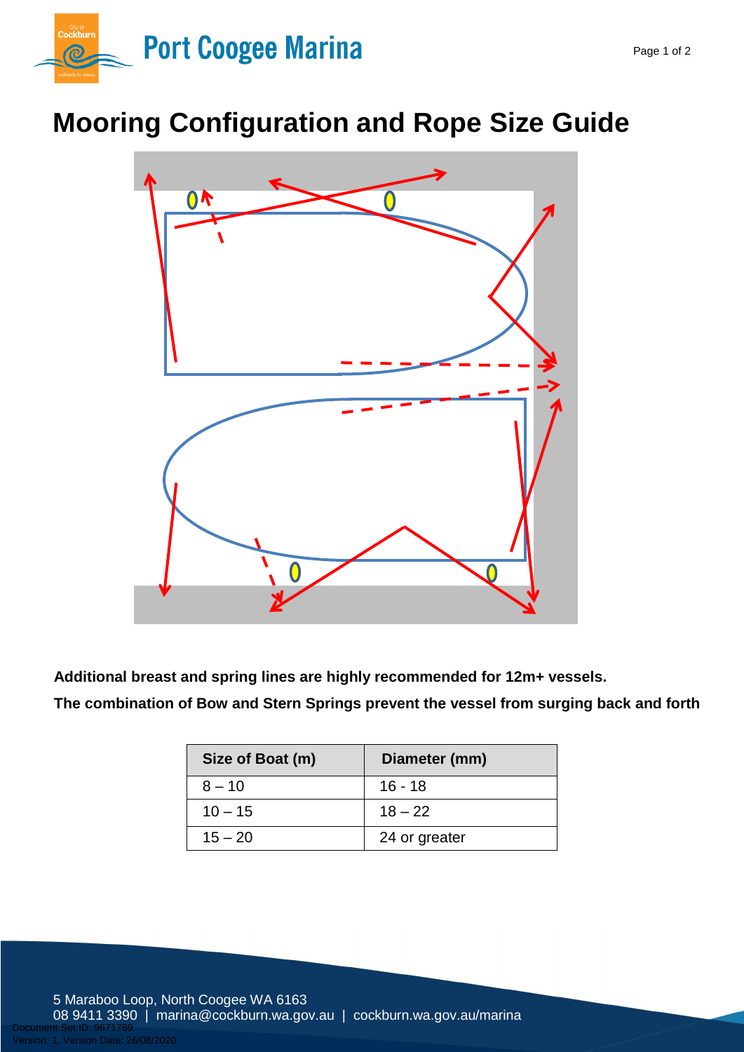# Mooring Configuration and Rope Size Guide

**Additional breast and spring lines are highly recommended for 12m+ vessels.**

**The combination of Bow and Stern Springs prevent the vessel from surging back and forth**

| Size of Boat (m) | Diameter (mm) |
|---|---|
| 8 – 10 | 16 - 18 |
| 10 – 15 | 18 – 22 |
| 15 – 20 | 24 or greater |

5 Maraboo Loop, North Coogee WA 6163
08 9411 3390 | marina@cockburn.wa.gov.au | cockburn.wa.gov.au/marina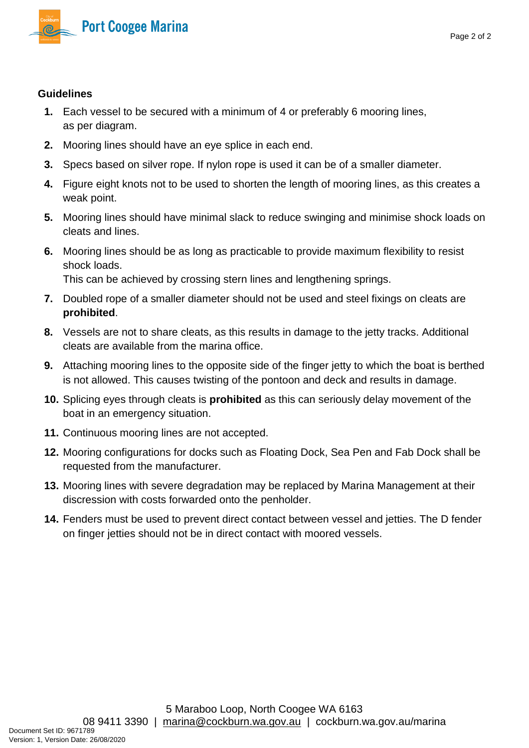**Guidelines**

1. Each vessel to be secured with a minimum of 4 or preferably 6 mooring lines, as per diagram.
2. Mooring lines should have an eye splice in each end.
3. Specs based on silver rope. If nylon rope is used it can be of a smaller diameter.
4. Figure eight knots not to be used to shorten the length of mooring lines, as this creates a weak point.
5. Mooring lines should have minimal slack to reduce swinging and minimise shock loads on cleats and lines.
6. Mooring lines should be as long as practicable to provide maximum flexibility to resist shock loads.
   This can be achieved by crossing stern lines and lengthening springs.
7. Doubled rope of a smaller diameter should not be used and steel fixings on cleats are **prohibited**.
8. Vessels are not to share cleats, as this results in damage to the jetty tracks. Additional cleats are available from the marina office.
9. Attaching mooring lines to the opposite side of the finger jetty to which the boat is berthed is not allowed. This causes twisting of the pontoon and deck and results in damage.
10. Splicing eyes through cleats is **prohibited** as this can seriously delay movement of the boat in an emergency situation.
11. Continuous mooring lines are not accepted.
12. Mooring configurations for docks such as Floating Dock, Sea Pen and Fab Dock shall be requested from the manufacturer.
13. Mooring lines with severe degradation may be replaced by Marina Management at their discression with costs forwarded onto the penholder.
14. Fenders must be used to prevent direct contact between vessel and jetties. The D fender on finger jetties should not be in direct contact with moored vessels.

5 Maraboo Loop, North Coogee WA 6163
08 9411 3390 | marina@cockburn.wa.gov.au | cockburn.wa.gov.au/marina